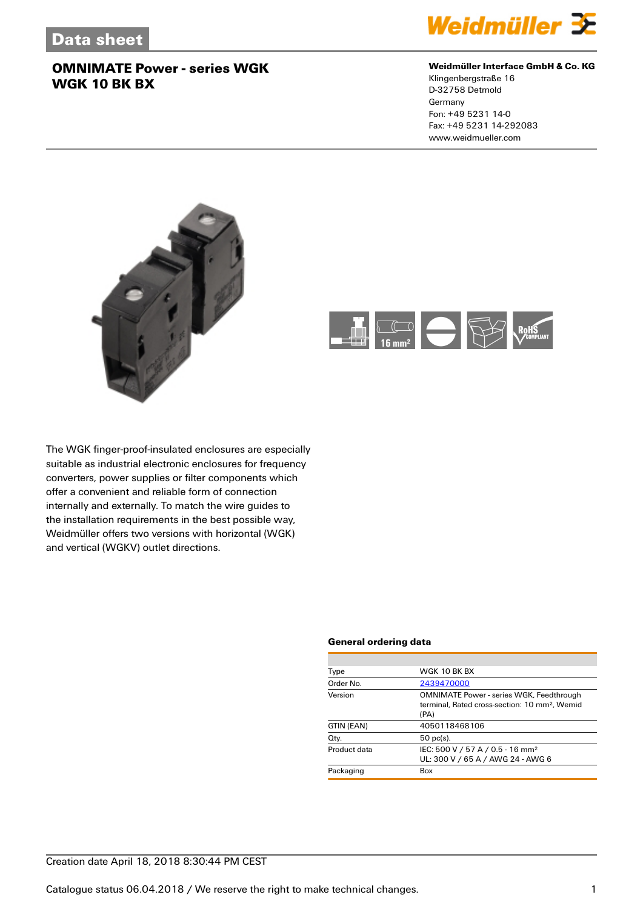# Data sheet

## OMNIMATE Power - series WGK
## WGK 10 BK BX

**Weidmüller Interface GmbH & Co. KG**
Klingenbergstraße 16
D-32758 Detmold
Germany
Fon: +49 5231 14-0
Fax: +49 5231 14-292083
www.weidmueller.com

16 mm²

The WGK finger-proof-insulated enclosures are especially suitable as industrial electronic enclosures for frequency converters, power supplies or filter components which offer a convenient and reliable form of connection internally and externally. To match the wire guides to the installation requirements in the best possible way, Weidmüller offers two versions with horizontal (WGK) and vertical (WGKV) outlet directions.

### General ordering data

| | |
|---|---|
| Type | WGK 10 BK BX |
| Order No. | 2439470000 |
| Version | OMNIMATE Power - series WGK, Feedthrough terminal, Rated cross-section: 10 mm², Wemid (PA) |
| GTIN (EAN) | 4050118468106 |
| Qty. | 50 pc(s). |
| Product data | IEC: 500 V / 57 A / 0.5 - 16 mm²<br>UL: 300 V / 65 A / AWG 24 - AWG 6 |
| Packaging | Box |

Creation date April 18, 2018 8:30:44 PM CEST

Catalogue status 06.04.2018 / We reserve the right to make technical changes.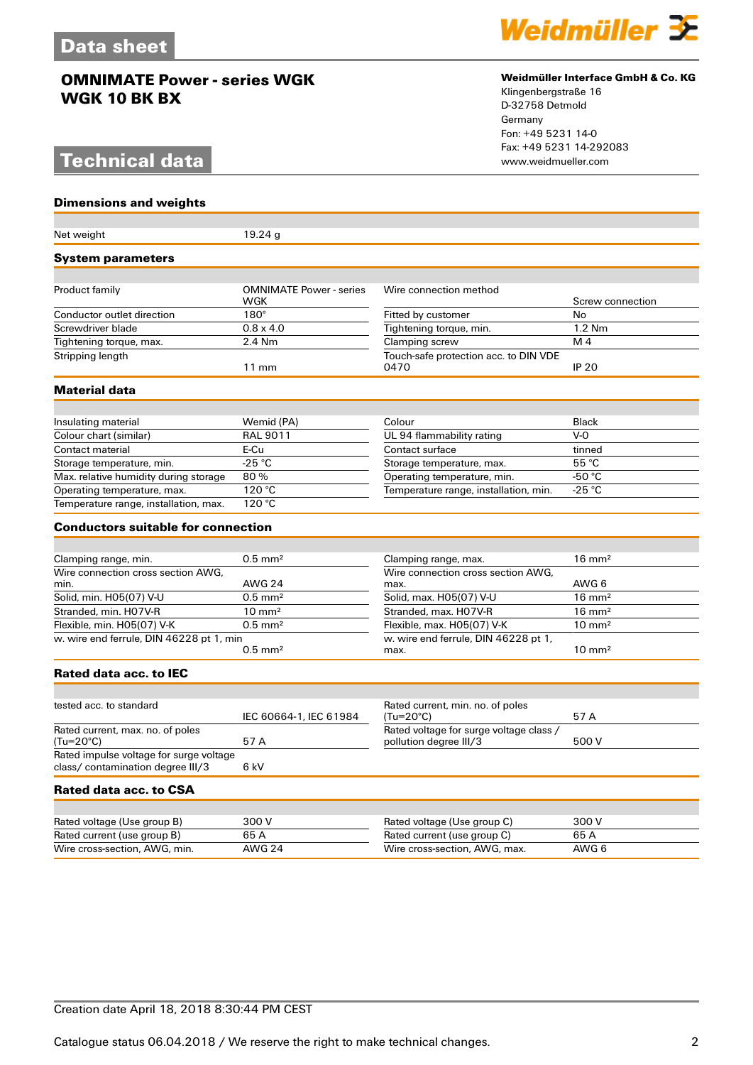# Data sheet

## OMNIMATE Power - series WGK
## WGK 10 BK BX

**Weidmüller Interface GmbH & Co. KG**
Klingenbergstraße 16
D-32758 Detmold
Germany
Fon: +49 5231 14-0
Fax: +49 5231 14-292083
www.weidmueller.com

# Technical data

### Dimensions and weights

| | | | |
|---|---|---|---|
| Net weight | 19.24 g | | |

### System parameters

| | | | |
|---|---|---|---|
| Product family | OMNIMATE Power - series WGK | Wire connection method | Screw connection |
| Conductor outlet direction | 180° | Fitted by customer | No |
| Screwdriver blade | 0.8 x 4.0 | Tightening torque, min. | 1.2 Nm |
| Tightening torque, max. | 2.4 Nm | Clamping screw | M 4 |
| Stripping length | 11 mm | Touch-safe protection acc. to DIN VDE 0470 | IP 20 |

### Material data

| | | | |
|---|---|---|---|
| Insulating material | Wemid (PA) | Colour | Black |
| Colour chart (similar) | RAL 9011 | UL 94 flammability rating | V-0 |
| Contact material | E-Cu | Contact surface | tinned |
| Storage temperature, min. | -25 °C | Storage temperature, max. | 55 °C |
| Max. relative humidity during storage | 80 % | Operating temperature, min. | -50 °C |
| Operating temperature, max. | 120 °C | Temperature range, installation, min. | -25 °C |
| Temperature range, installation, max. | 120 °C | | |

### Conductors suitable for connection

| | | | |
|---|---|---|---|
| Clamping range, min. | 0.5 mm² | Clamping range, max. | 16 mm² |
| Wire connection cross section AWG, min. | AWG 24 | Wire connection cross section AWG, max. | AWG 6 |
| Solid, min. H05(07) V-U | 0.5 mm² | Solid, max. H05(07) V-U | 16 mm² |
| Stranded, min. H07V-R | 10 mm² | Stranded, max. H07V-R | 16 mm² |
| Flexible, min. H05(07) V-K | 0.5 mm² | Flexible, max. H05(07) V-K | 10 mm² |
| w. wire end ferrule, DIN 46228 pt 1, min | 0.5 mm² | w. wire end ferrule, DIN 46228 pt 1, max. | 10 mm² |

### Rated data acc. to IEC

| | | | |
|---|---|---|---|
| tested acc. to standard | IEC 60664-1, IEC 61984 | Rated current, min. no. of poles (Tu=20°C) | 57 A |
| Rated current, max. no. of poles (Tu=20°C) | 57 A | Rated voltage for surge voltage class / pollution degree III/3 | 500 V |
| Rated impulse voltage for surge voltage class/ contamination degree III/3 | 6 kV | | |

### Rated data acc. to CSA

| | | | |
|---|---|---|---|
| Rated voltage (Use group B) | 300 V | Rated voltage (Use group C) | 300 V |
| Rated current (use group B) | 65 A | Rated current (use group C) | 65 A |
| Wire cross-section, AWG, min. | AWG 24 | Wire cross-section, AWG, max. | AWG 6 |

Creation date April 18, 2018 8:30:44 PM CEST

Catalogue status 06.04.2018 / We reserve the right to make technical changes.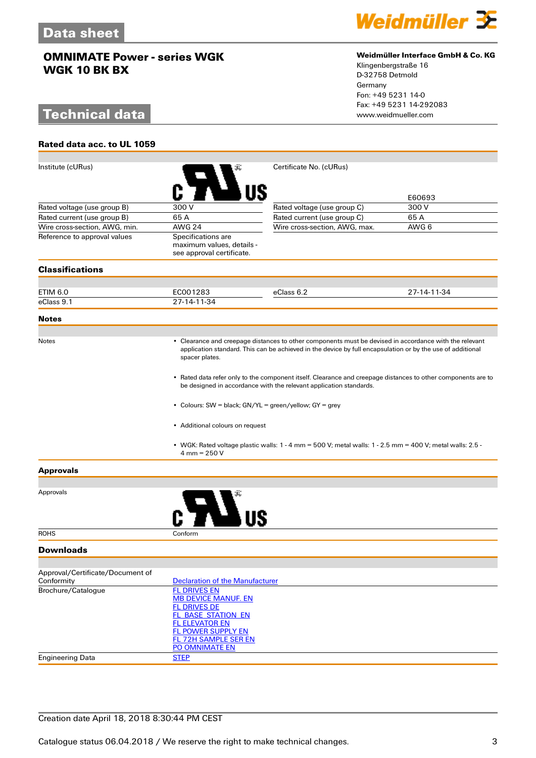# Data sheet

## OMNIMATE Power - series WGK
## WGK 10 BK BX

**Weidmüller Interface GmbH & Co. KG**
Klingenbergstraße 16
D-32758 Detmold
Germany
Fon: +49 5231 14-0
Fax: +49 5231 14-292083
www.weidmueller.com

# Technical data

### Rated data acc. to UL 1059

| | | | |
|---|---|---|---|
| Institute (cURus) | | Certificate No. (cURus) | E60693 |
| Rated voltage (use group B) | 300 V | Rated voltage (use group C) | 300 V |
| Rated current (use group B) | 65 A | Rated current (use group C) | 65 A |
| Wire cross-section, AWG, min. | AWG 24 | Wire cross-section, AWG, max. | AWG 6 |
| Reference to approval values | Specifications are maximum values, details - see approval certificate. | | |

### Classifications

| | | | |
|---|---|---|---|
| ETIM 6.0 | EC001283 | eClass 6.2 | 27-14-11-34 |
| eClass 9.1 | 27-14-11-34 | | |

### Notes

Notes

- Clearance and creepage distances to other components must be devised in accordance with the relevant application standard. This can be achieved in the device by full encapsulation or by the use of additional spacer plates.
- Rated data refer only to the component itself. Clearance and creepage distances to other components are to be designed in accordance with the relevant application standards.
- Colours: SW = black; GN/YL = green/yellow; GY = grey
- Additional colours on request
- WGK: Rated voltage plastic walls: 1 - 4 mm = 500 V; metal walls: 1 - 2.5 mm = 400 V; metal walls: 2.5 - 4 mm = 250 V

### Approvals

| | |
|---|---|
| Approvals | |
| ROHS | Conform |

### Downloads

| | |
|---|---|
| Approval/Certificate/Document of Conformity | Declaration of the Manufacturer |
| Brochure/Catalogue | FL DRIVES EN<br>MB DEVICE MANUF. EN<br>FL DRIVES DE<br>FL_BASE_STATION_EN<br>FL ELEVATOR EN<br>FL POWER SUPPLY EN<br>FL 72H SAMPLE SER EN<br>PO OMNIMATE EN |
| Engineering Data | STEP |

Creation date April 18, 2018 8:30:44 PM CEST

Catalogue status 06.04.2018 / We reserve the right to make technical changes.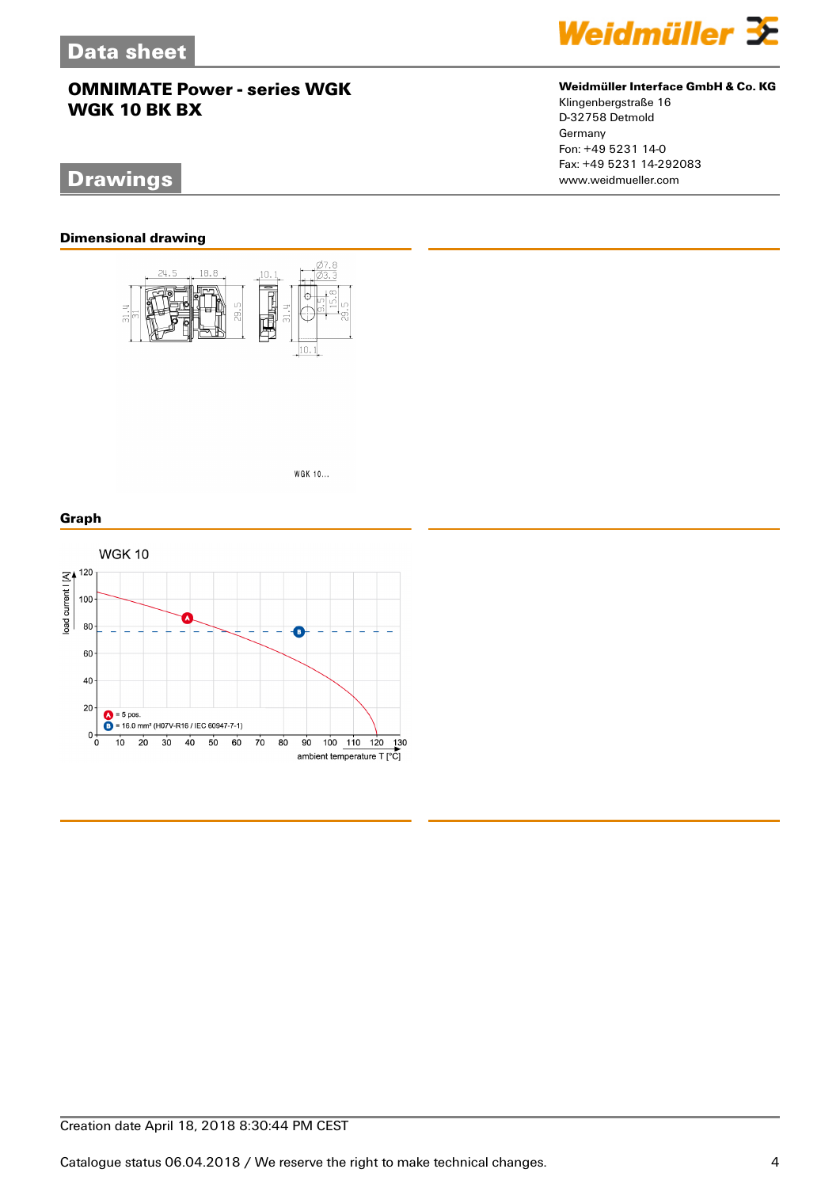## Data sheet

**OMNIMATE Power - series WGK**
**WGK 10 BK BX**

**Weidmüller Interface GmbH & Co. KG**
Klingenbergstraße 16
D-32758 Detmold
Germany
Fon: +49 5231 14-0
Fax: +49 5231 14-292083
www.weidmueller.com

## Drawings

### Dimensional drawing

24.5
18.8
10.1
Ø7.8
Ø3.3
31.4
31
29.5
31.4
9.5
15.8
29.5
10.1
WGK 10...

### Graph

WGK 10

load current I [A]
120
100
80
60
40
20
0

0 10 20 30 40 50 60 70 80 90 100 110 120 130
ambient temperature T [°C]

A = 5 pos.
B = 16.0 mm² (H07V-R16 / IEC 60947-7-1)

Creation date April 18, 2018 8:30:44 PM CEST

Catalogue status 06.04.2018 / We reserve the right to make technical changes.